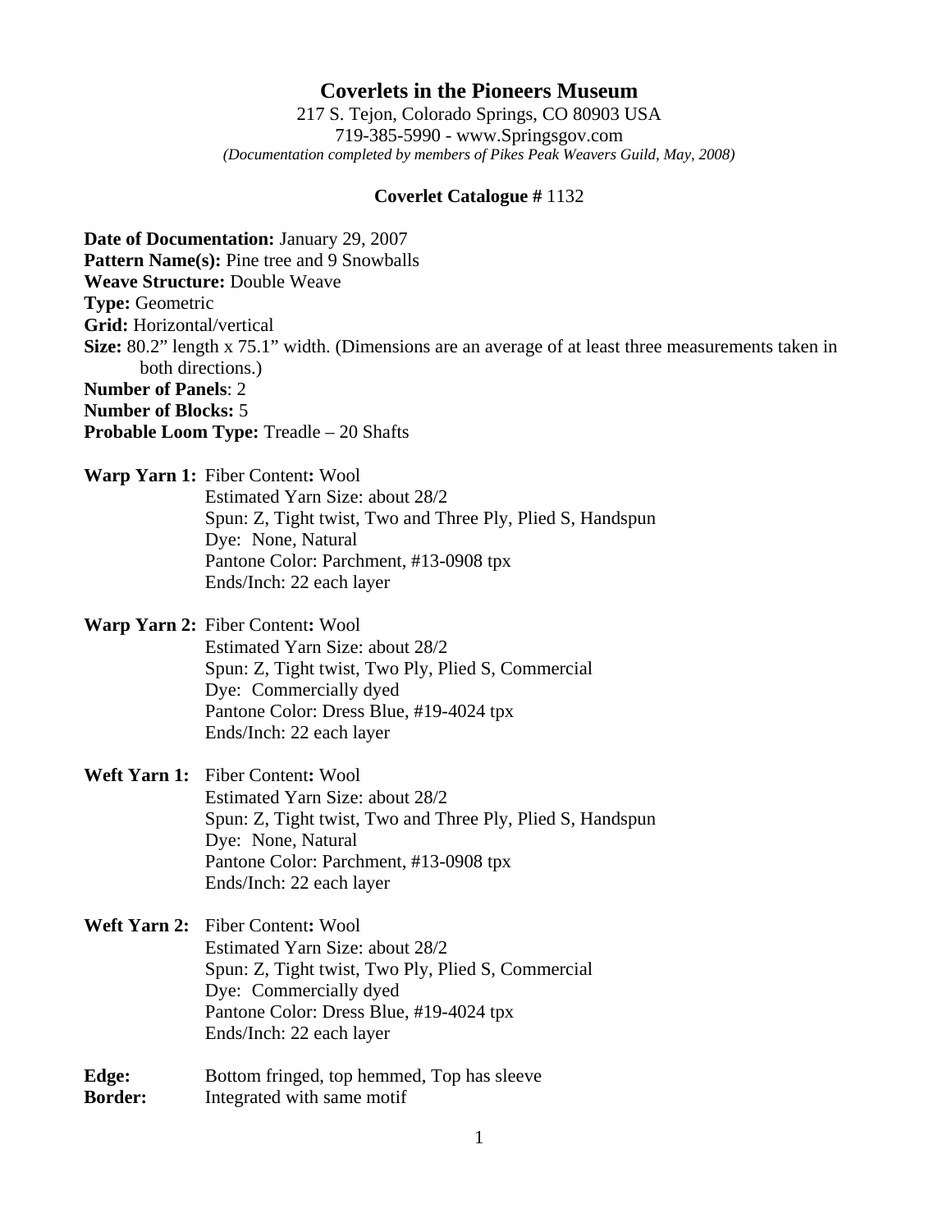# Coverlets in the Pioneers Museum

217 S. Tejon, Colorado Springs, CO 80903 USA
719-385-5990 - www.Springsgov.com
*(Documentation completed by members of Pikes Peak Weavers Guild, May, 2008)*

**Coverlet Catalogue #** 1132

**Date of Documentation:** January 29, 2007
**Pattern Name(s):** Pine tree and 9 Snowballs
**Weave Structure:** Double Weave
**Type:** Geometric
**Grid:** Horizontal/vertical
**Size:** 80.2" length x 75.1" width. (Dimensions are an average of at least three measurements taken in both directions.)
**Number of Panels**: 2
**Number of Blocks:** 5
**Probable Loom Type:** Treadle – 20 Shafts

**Warp Yarn 1:** Fiber Content**:** Wool
Estimated Yarn Size: about 28/2
Spun: Z, Tight twist, Two and Three Ply, Plied S, Handspun
Dye: None, Natural
Pantone Color: Parchment, #13-0908 tpx
Ends/Inch: 22 each layer

**Warp Yarn 2:** Fiber Content**:** Wool
Estimated Yarn Size: about 28/2
Spun: Z, Tight twist, Two Ply, Plied S, Commercial
Dye: Commercially dyed
Pantone Color: Dress Blue, #19-4024 tpx
Ends/Inch: 22 each layer

**Weft Yarn 1:** Fiber Content**:** Wool
Estimated Yarn Size: about 28/2
Spun: Z, Tight twist, Two and Three Ply, Plied S, Handspun
Dye: None, Natural
Pantone Color: Parchment, #13-0908 tpx
Ends/Inch: 22 each layer

**Weft Yarn 2:** Fiber Content**:** Wool
Estimated Yarn Size: about 28/2
Spun: Z, Tight twist, Two Ply, Plied S, Commercial
Dye: Commercially dyed
Pantone Color: Dress Blue, #19-4024 tpx
Ends/Inch: 22 each layer

**Edge:** Bottom fringed, top hemmed, Top has sleeve
**Border:** Integrated with same motif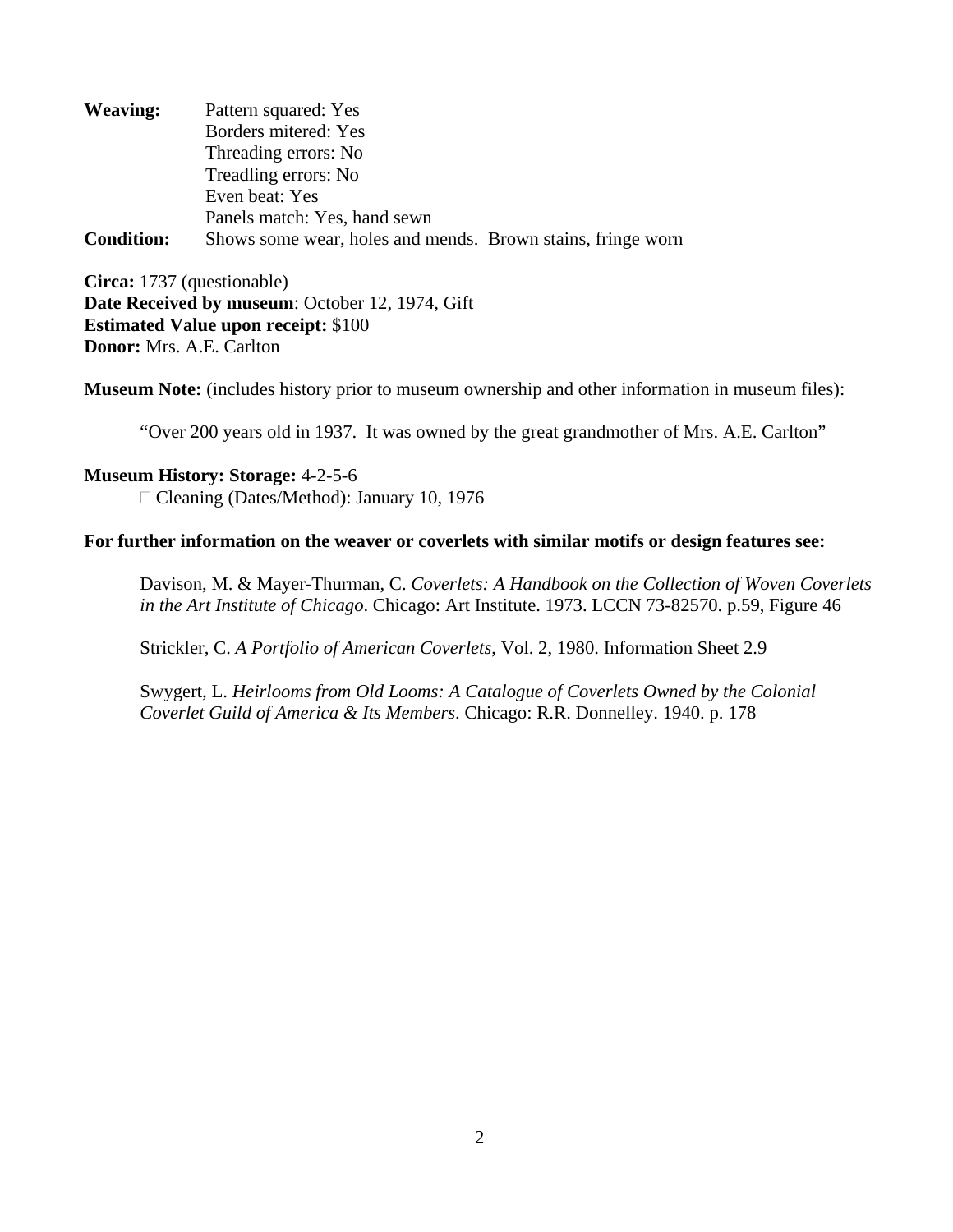**Weaving:** Pattern squared: Yes
Borders mitered: Yes
Threading errors: No
Treadling errors: No
Even beat: Yes
Panels match: Yes, hand sewn

**Condition:** Shows some wear, holes and mends. Brown stains, fringe worn

**Circa:** 1737 (questionable)
**Date Received by museum**: October 12, 1974, Gift
**Estimated Value upon receipt:** $100
**Donor:** Mrs. A.E. Carlton

**Museum Note:** (includes history prior to museum ownership and other information in museum files):

> "Over 200 years old in 1937. It was owned by the great grandmother of Mrs. A.E. Carlton"

**Museum History: Storage:** 4-2-5-6
- Cleaning (Dates/Method): January 10, 1976

**For further information on the weaver or coverlets with similar motifs or design features see:**

Davison, M. & Mayer-Thurman, C. *Coverlets: A Handbook on the Collection of Woven Coverlets in the Art Institute of Chicago*. Chicago: Art Institute. 1973. LCCN 73-82570. p.59, Figure 46

Strickler, C. *A Portfolio of American Coverlets*, Vol. 2, 1980. Information Sheet 2.9

Swygert, L. *Heirlooms from Old Looms: A Catalogue of Coverlets Owned by the Colonial Coverlet Guild of America & Its Members*. Chicago: R.R. Donnelley. 1940. p. 178